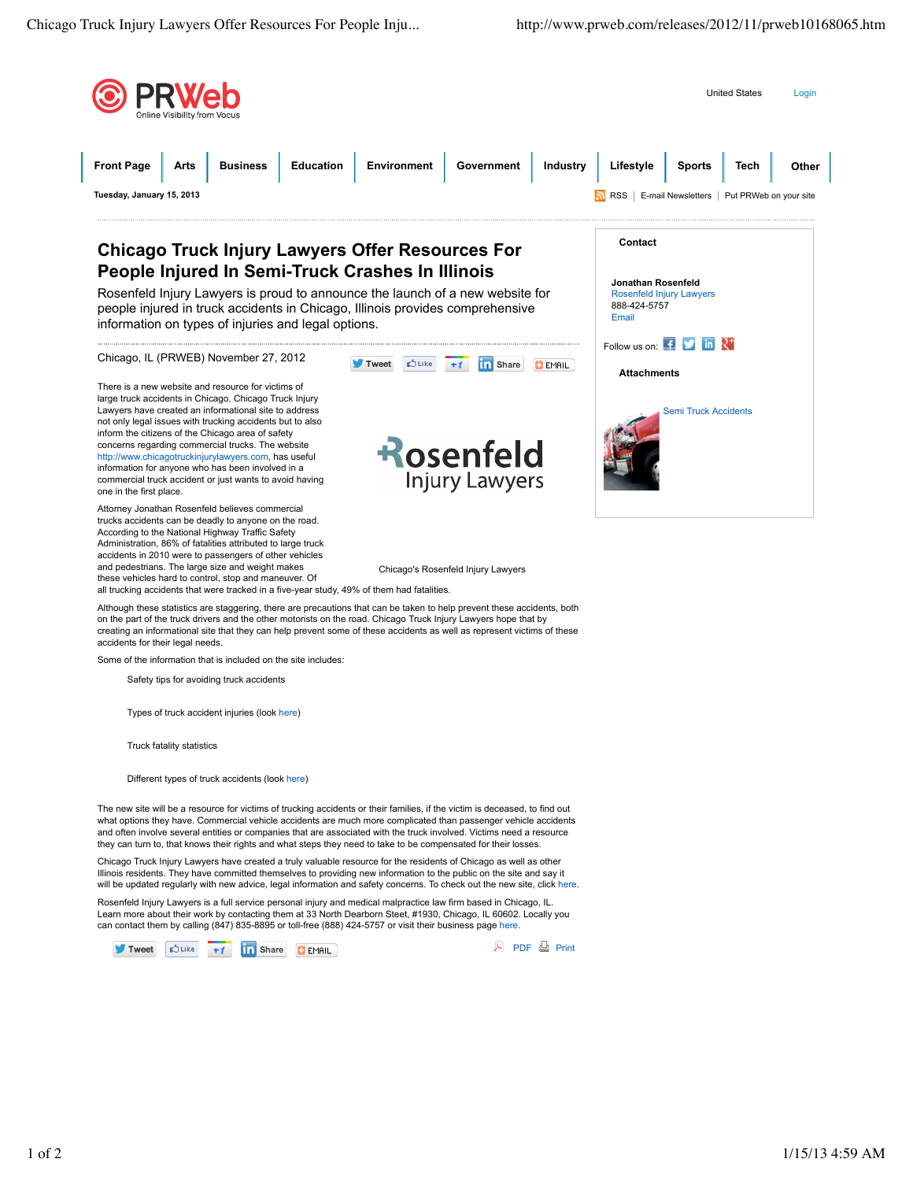# Chicago Truck Injury Lawyers Offer Resources For People Injured In Semi-Truck Crashes In Illinois

Rosenfeld Injury Lawyers is proud to announce the launch of a new website for people injured in truck accidents in Chicago, Illinois provides comprehensive information on types of injuries and legal options.

Chicago, IL (PRWEB) November 27, 2012

There is a new website and resource for victims of large truck accidents in Chicago. Chicago Truck Injury Lawyers have created an informational site to address not only legal issues with trucking accidents but to also inform the citizens of the Chicago area of safety concerns regarding commercial trucks. The website http://www.chicagotruckinjurylawyers.com, has useful information for anyone who has been involved in a commercial truck accident or just wants to avoid having one in the first place.

Chicago's Rosenfeld Injury Lawyers

Attorney Jonathan Rosenfeld believes commercial trucks accidents can be deadly to anyone on the road. According to the National Highway Traffic Safety Administration, 86% of fatalities attributed to large truck accidents in 2010 were to passengers of other vehicles and pedestrians. The large size and weight makes these vehicles hard to control, stop and maneuver. Of all trucking accidents that were tracked in a five-year study, 49% of them had fatalities.

Although these statistics are staggering, there are precautions that can be taken to help prevent these accidents, both on the part of the truck drivers and the other motorists on the road. Chicago Truck Injury Lawyers hope that by creating an informational site that they can help prevent some of these accidents as well as represent victims of these accidents for their legal needs.

Some of the information that is included on the site includes:

- Safety tips for avoiding truck accidents
- Types of truck accident injuries (look here)
- Truck fatality statistics
- Different types of truck accidents (look here)

The new site will be a resource for victims of trucking accidents or their families, if the victim is deceased, to find out what options they have. Commercial vehicle accidents are much more complicated than passenger vehicle accidents and often involve several entities or companies that are associated with the truck involved. Victims need a resource they can turn to, that knows their rights and what steps they need to take to be compensated for their losses.

Chicago Truck Injury Lawyers have created a truly valuable resource for the residents of Chicago as well as other Illinois residents. They have committed themselves to providing new information to the public on the site and say it will be updated regularly with new advice, legal information and safety concerns. To check out the new site, click here.

Rosenfeld Injury Lawyers is a full service personal injury and medical malpractice law firm based in Chicago, IL. Learn more about their work by contacting them at 33 North Dearborn Steet, #1930, Chicago, IL 60602. Locally you can contact them by calling (847) 835-8895 or toll-free (888) 424-5757 or visit their business page here.

## Contact

**Jonathan Rosenfeld**
Rosenfeld Injury Lawyers
888-424-5757
Email

## Attachments

Semi Truck Accidents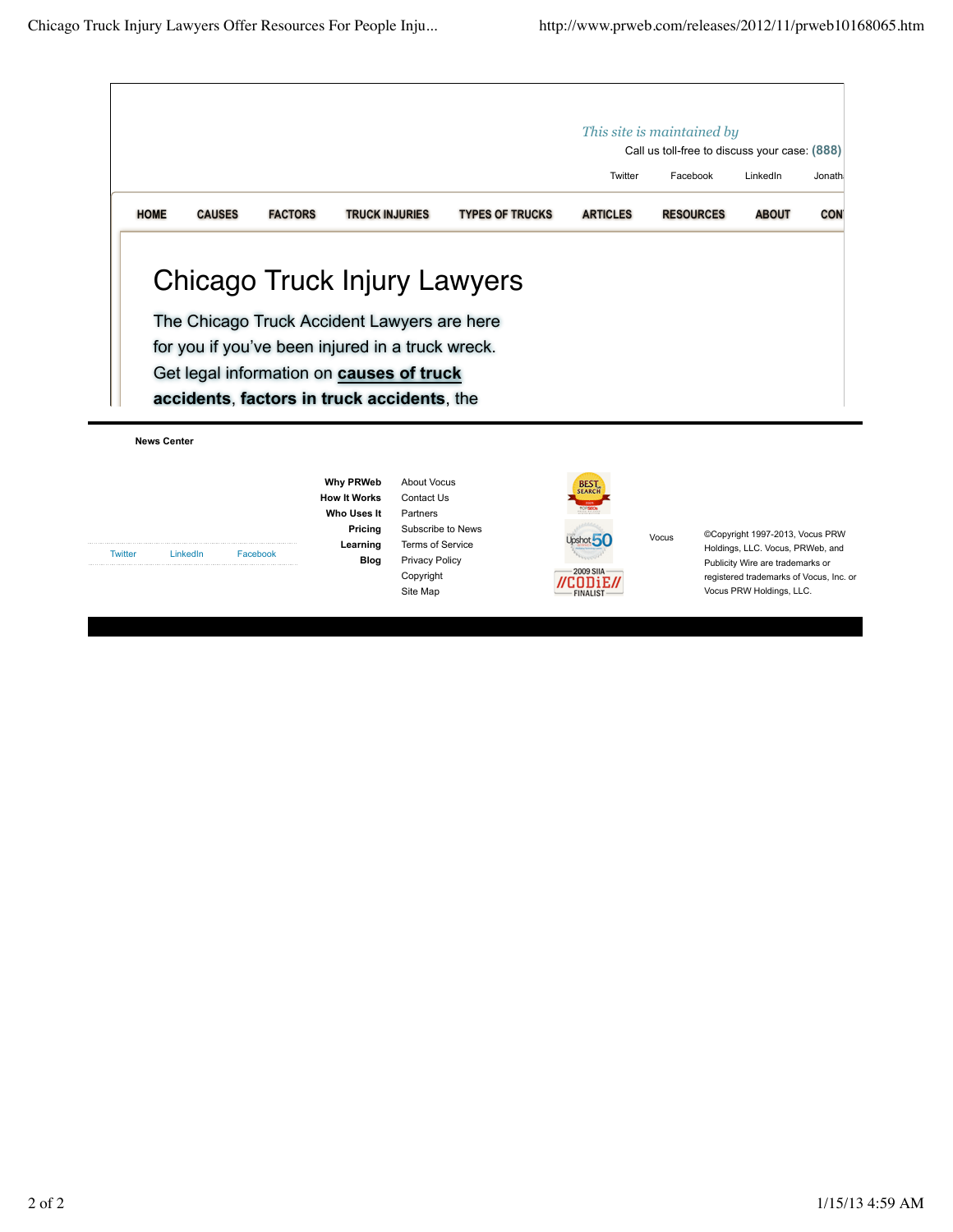*This site is maintained by*

Call us toll-free to discuss your case: **(888)**

Twitter Facebook LinkedIn Jonath

HOME CAUSES FACTORS TRUCK INJURIES TYPES OF TRUCKS ARTICLES RESOURCES ABOUT CON

# Chicago Truck Injury Lawyers

The Chicago Truck Accident Lawyers are here for you if you've been injured in a truck wreck. Get legal information on **causes of truck accidents**, **factors in truck accidents**, the

**News Center**

Twitter LinkedIn Facebook

**Why PRWeb**
**How It Works**
**Who Uses It**
**Pricing**
**Learning**
**Blog**

About Vocus
Contact Us
Partners
Subscribe to News
Terms of Service
Privacy Policy
Copyright
Site Map

Vocus

©Copyright 1997-2013, Vocus PRW Holdings, LLC. Vocus, PRWeb, and Publicity Wire are trademarks or registered trademarks of Vocus, Inc. or Vocus PRW Holdings, LLC.